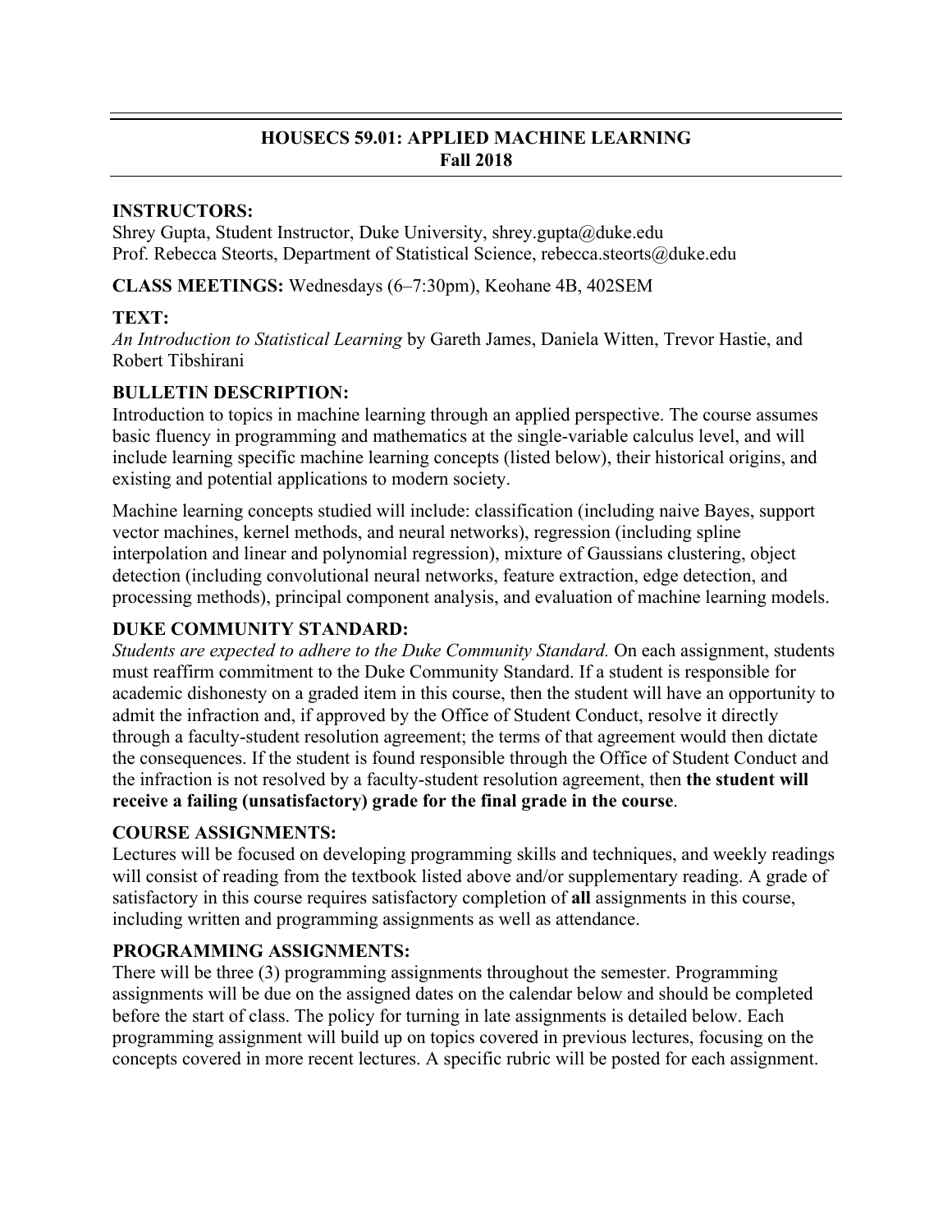# HOUSECS 59.01: APPLIED MACHINE LEARNING
## Fall 2018

**INSTRUCTORS:**
Shrey Gupta, Student Instructor, Duke University, shrey.gupta@duke.edu
Prof. Rebecca Steorts, Department of Statistical Science, rebecca.steorts@duke.edu

**CLASS MEETINGS:** Wednesdays (6–7:30pm), Keohane 4B, 402SEM

**TEXT:**
*An Introduction to Statistical Learning* by Gareth James, Daniela Witten, Trevor Hastie, and Robert Tibshirani

**BULLETIN DESCRIPTION:**
Introduction to topics in machine learning through an applied perspective. The course assumes basic fluency in programming and mathematics at the single-variable calculus level, and will include learning specific machine learning concepts (listed below), their historical origins, and existing and potential applications to modern society.

Machine learning concepts studied will include: classification (including naive Bayes, support vector machines, kernel methods, and neural networks), regression (including spline interpolation and linear and polynomial regression), mixture of Gaussians clustering, object detection (including convolutional neural networks, feature extraction, edge detection, and processing methods), principal component analysis, and evaluation of machine learning models.

**DUKE COMMUNITY STANDARD:**
*Students are expected to adhere to the Duke Community Standard.* On each assignment, students must reaffirm commitment to the Duke Community Standard. If a student is responsible for academic dishonesty on a graded item in this course, then the student will have an opportunity to admit the infraction and, if approved by the Office of Student Conduct, resolve it directly through a faculty-student resolution agreement; the terms of that agreement would then dictate the consequences. If the student is found responsible through the Office of Student Conduct and the infraction is not resolved by a faculty-student resolution agreement, then **the student will receive a failing (unsatisfactory) grade for the final grade in the course**.

**COURSE ASSIGNMENTS:**
Lectures will be focused on developing programming skills and techniques, and weekly readings will consist of reading from the textbook listed above and/or supplementary reading. A grade of satisfactory in this course requires satisfactory completion of **all** assignments in this course, including written and programming assignments as well as attendance.

**PROGRAMMING ASSIGNMENTS:**
There will be three (3) programming assignments throughout the semester. Programming assignments will be due on the assigned dates on the calendar below and should be completed before the start of class. The policy for turning in late assignments is detailed below. Each programming assignment will build up on topics covered in previous lectures, focusing on the concepts covered in more recent lectures. A specific rubric will be posted for each assignment.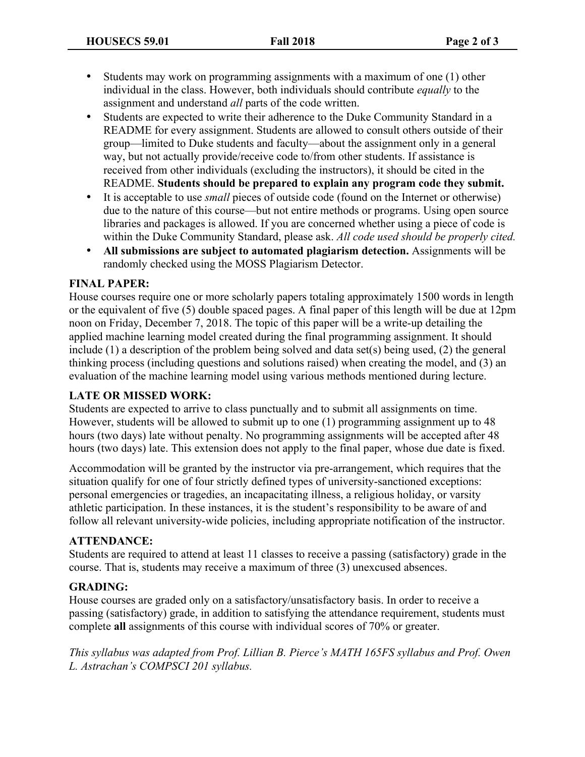- Students may work on programming assignments with a maximum of one (1) other individual in the class. However, both individuals should contribute *equally* to the assignment and understand *all* parts of the code written.
- Students are expected to write their adherence to the Duke Community Standard in a README for every assignment. Students are allowed to consult others outside of their group—limited to Duke students and faculty—about the assignment only in a general way, but not actually provide/receive code to/from other students. If assistance is received from other individuals (excluding the instructors), it should be cited in the README. **Students should be prepared to explain any program code they submit.**
- It is acceptable to use *small* pieces of outside code (found on the Internet or otherwise) due to the nature of this course—but not entire methods or programs. Using open source libraries and packages is allowed. If you are concerned whether using a piece of code is within the Duke Community Standard, please ask. *All code used should be properly cited.*
- **All submissions are subject to automated plagiarism detection.** Assignments will be randomly checked using the MOSS Plagiarism Detector.

## FINAL PAPER:

House courses require one or more scholarly papers totaling approximately 1500 words in length or the equivalent of five (5) double spaced pages. A final paper of this length will be due at 12pm noon on Friday, December 7, 2018. The topic of this paper will be a write-up detailing the applied machine learning model created during the final programming assignment. It should include (1) a description of the problem being solved and data set(s) being used, (2) the general thinking process (including questions and solutions raised) when creating the model, and (3) an evaluation of the machine learning model using various methods mentioned during lecture.

## LATE OR MISSED WORK:

Students are expected to arrive to class punctually and to submit all assignments on time. However, students will be allowed to submit up to one (1) programming assignment up to 48 hours (two days) late without penalty. No programming assignments will be accepted after 48 hours (two days) late. This extension does not apply to the final paper, whose due date is fixed.

Accommodation will be granted by the instructor via pre-arrangement, which requires that the situation qualify for one of four strictly defined types of university-sanctioned exceptions: personal emergencies or tragedies, an incapacitating illness, a religious holiday, or varsity athletic participation. In these instances, it is the student's responsibility to be aware of and follow all relevant university-wide policies, including appropriate notification of the instructor.

## ATTENDANCE:

Students are required to attend at least 11 classes to receive a passing (satisfactory) grade in the course. That is, students may receive a maximum of three (3) unexcused absences.

## GRADING:

House courses are graded only on a satisfactory/unsatisfactory basis. In order to receive a passing (satisfactory) grade, in addition to satisfying the attendance requirement, students must complete **all** assignments of this course with individual scores of 70% or greater.

*This syllabus was adapted from Prof. Lillian B. Pierce's MATH 165FS syllabus and Prof. Owen L. Astrachan's COMPSCI 201 syllabus.*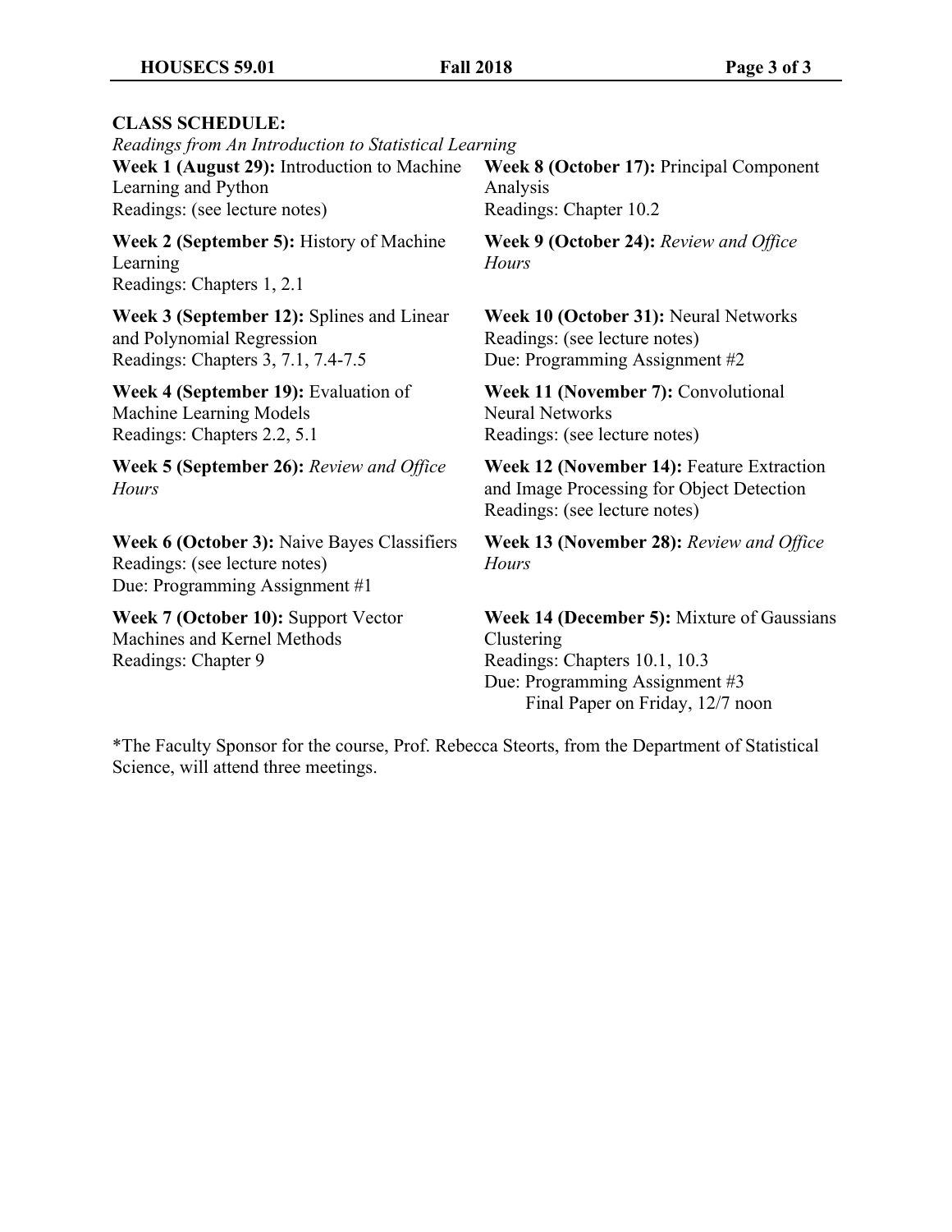**CLASS SCHEDULE:**

*Readings from An Introduction to Statistical Learning*

**Week 1 (August 29):** Introduction to Machine Learning and Python
Readings: (see lecture notes)

**Week 2 (September 5):** History of Machine Learning
Readings: Chapters 1, 2.1

**Week 3 (September 12):** Splines and Linear and Polynomial Regression
Readings: Chapters 3, 7.1, 7.4-7.5

**Week 4 (September 19):** Evaluation of Machine Learning Models
Readings: Chapters 2.2, 5.1

**Week 5 (September 26):** *Review and Office Hours*

**Week 6 (October 3):** Naive Bayes Classifiers
Readings: (see lecture notes)
Due: Programming Assignment #1

**Week 7 (October 10):** Support Vector Machines and Kernel Methods
Readings: Chapter 9

**Week 8 (October 17):** Principal Component Analysis
Readings: Chapter 10.2

**Week 9 (October 24):** *Review and Office Hours*

**Week 10 (October 31):** Neural Networks
Readings: (see lecture notes)
Due: Programming Assignment #2

**Week 11 (November 7):** Convolutional Neural Networks
Readings: (see lecture notes)

**Week 12 (November 14):** Feature Extraction and Image Processing for Object Detection
Readings: (see lecture notes)

**Week 13 (November 28):** *Review and Office Hours*

**Week 14 (December 5):** Mixture of Gaussians Clustering
Readings: Chapters 10.1, 10.3
Due: Programming Assignment #3
Final Paper on Friday, 12/7 noon

*The Faculty Sponsor for the course, Prof. Rebecca Steorts, from the Department of Statistical Science, will attend three meetings.